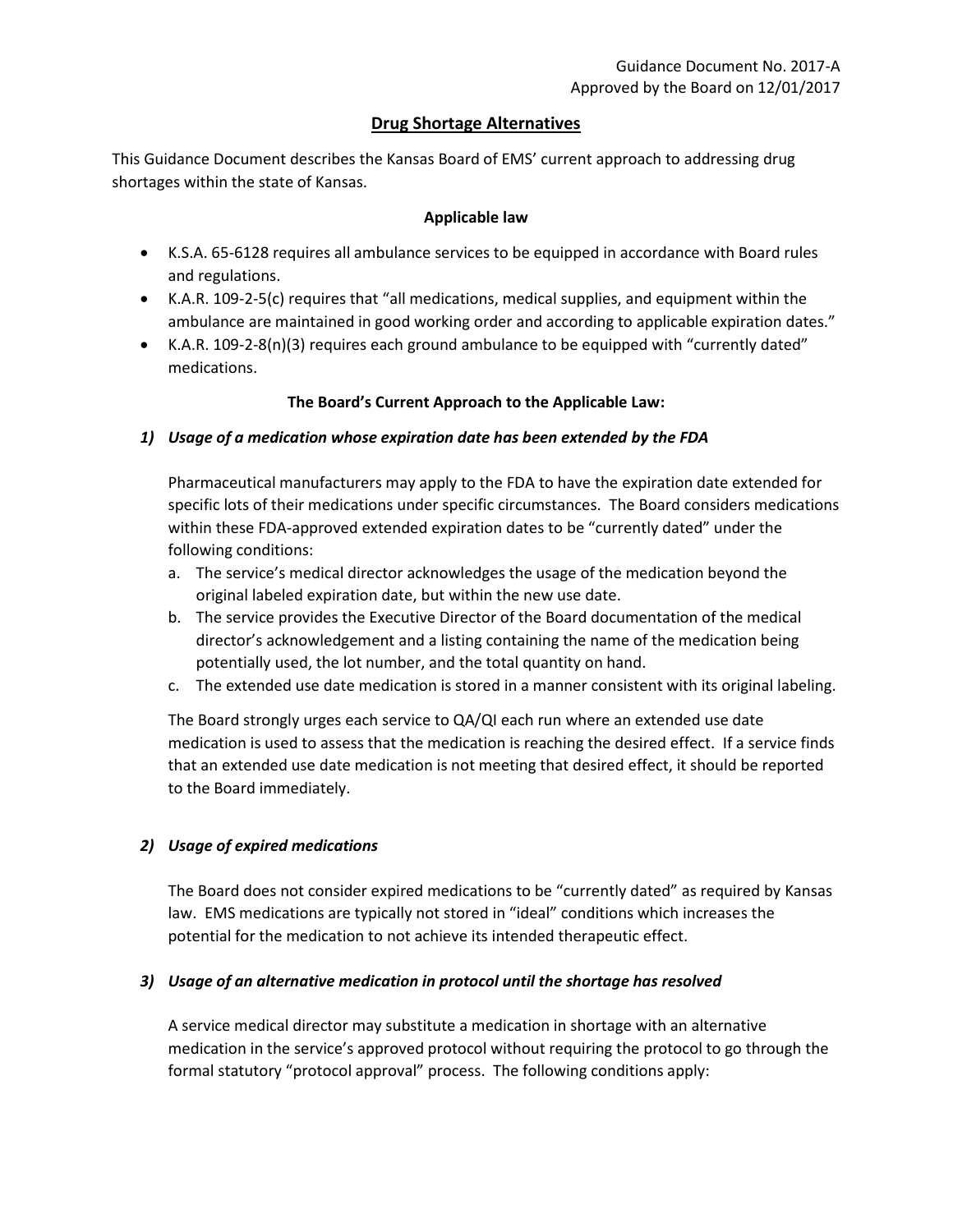Guidance Document No. 2017-A
Approved by the Board on 12/01/2017

# Drug Shortage Alternatives

This Guidance Document describes the Kansas Board of EMS' current approach to addressing drug shortages within the state of Kansas.

## Applicable law

- K.S.A. 65-6128 requires all ambulance services to be equipped in accordance with Board rules and regulations.
- K.A.R. 109-2-5(c) requires that "all medications, medical supplies, and equipment within the ambulance are maintained in good working order and according to applicable expiration dates."
- K.A.R. 109-2-8(n)(3) requires each ground ambulance to be equipped with "currently dated" medications.

## The Board's Current Approach to the Applicable Law:

### *1) Usage of a medication whose expiration date has been extended by the FDA*

Pharmaceutical manufacturers may apply to the FDA to have the expiration date extended for specific lots of their medications under specific circumstances. The Board considers medications within these FDA-approved extended expiration dates to be "currently dated" under the following conditions:

a. The service's medical director acknowledges the usage of the medication beyond the original labeled expiration date, but within the new use date.
b. The service provides the Executive Director of the Board documentation of the medical director's acknowledgement and a listing containing the name of the medication being potentially used, the lot number, and the total quantity on hand.
c. The extended use date medication is stored in a manner consistent with its original labeling.

The Board strongly urges each service to QA/QI each run where an extended use date medication is used to assess that the medication is reaching the desired effect. If a service finds that an extended use date medication is not meeting that desired effect, it should be reported to the Board immediately.

### *2) Usage of expired medications*

The Board does not consider expired medications to be "currently dated" as required by Kansas law. EMS medications are typically not stored in "ideal" conditions which increases the potential for the medication to not achieve its intended therapeutic effect.

### *3) Usage of an alternative medication in protocol until the shortage has resolved*

A service medical director may substitute a medication in shortage with an alternative medication in the service's approved protocol without requiring the protocol to go through the formal statutory "protocol approval" process. The following conditions apply: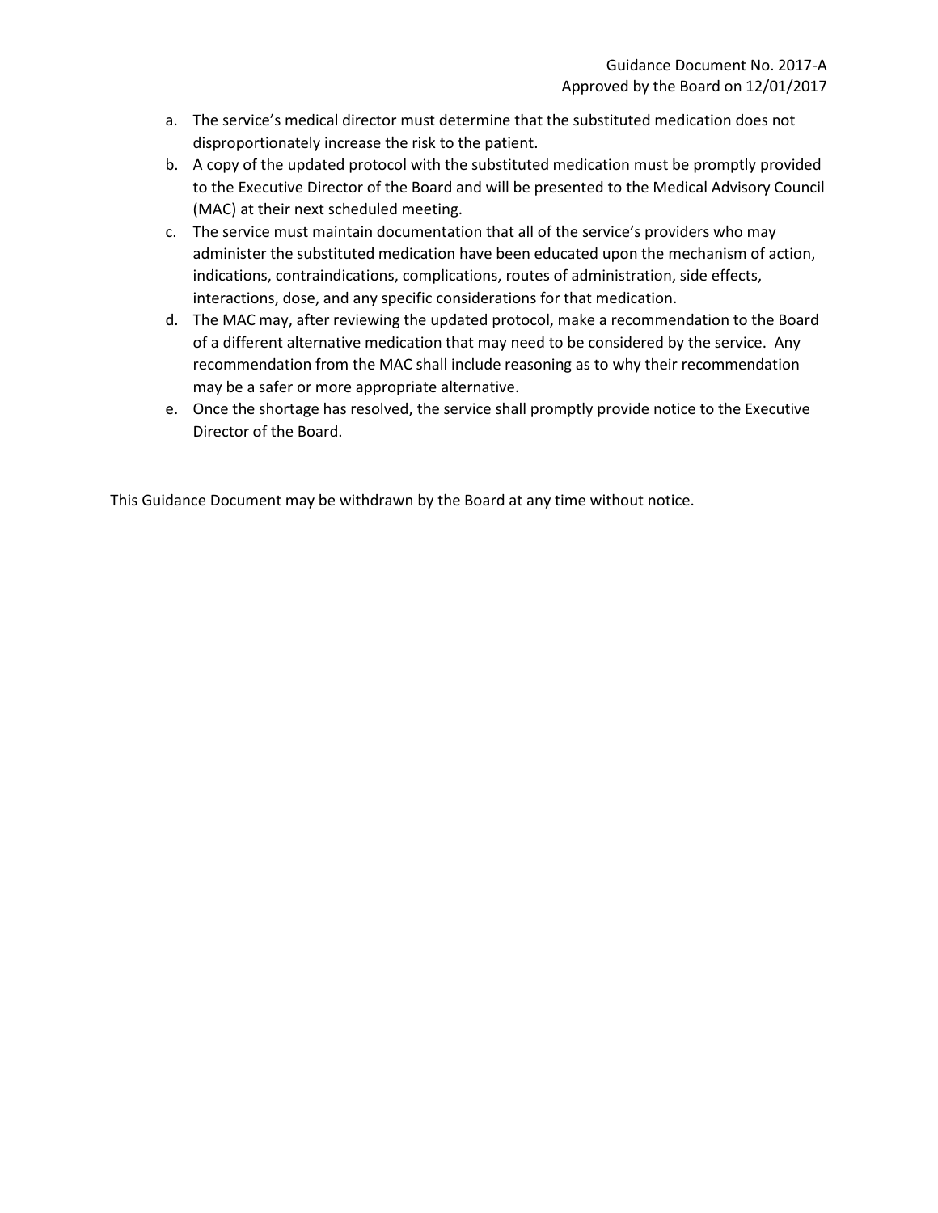a. The service's medical director must determine that the substituted medication does not disproportionately increase the risk to the patient.
b. A copy of the updated protocol with the substituted medication must be promptly provided to the Executive Director of the Board and will be presented to the Medical Advisory Council (MAC) at their next scheduled meeting.
c. The service must maintain documentation that all of the service's providers who may administer the substituted medication have been educated upon the mechanism of action, indications, contraindications, complications, routes of administration, side effects, interactions, dose, and any specific considerations for that medication.
d. The MAC may, after reviewing the updated protocol, make a recommendation to the Board of a different alternative medication that may need to be considered by the service. Any recommendation from the MAC shall include reasoning as to why their recommendation may be a safer or more appropriate alternative.
e. Once the shortage has resolved, the service shall promptly provide notice to the Executive Director of the Board.

This Guidance Document may be withdrawn by the Board at any time without notice.